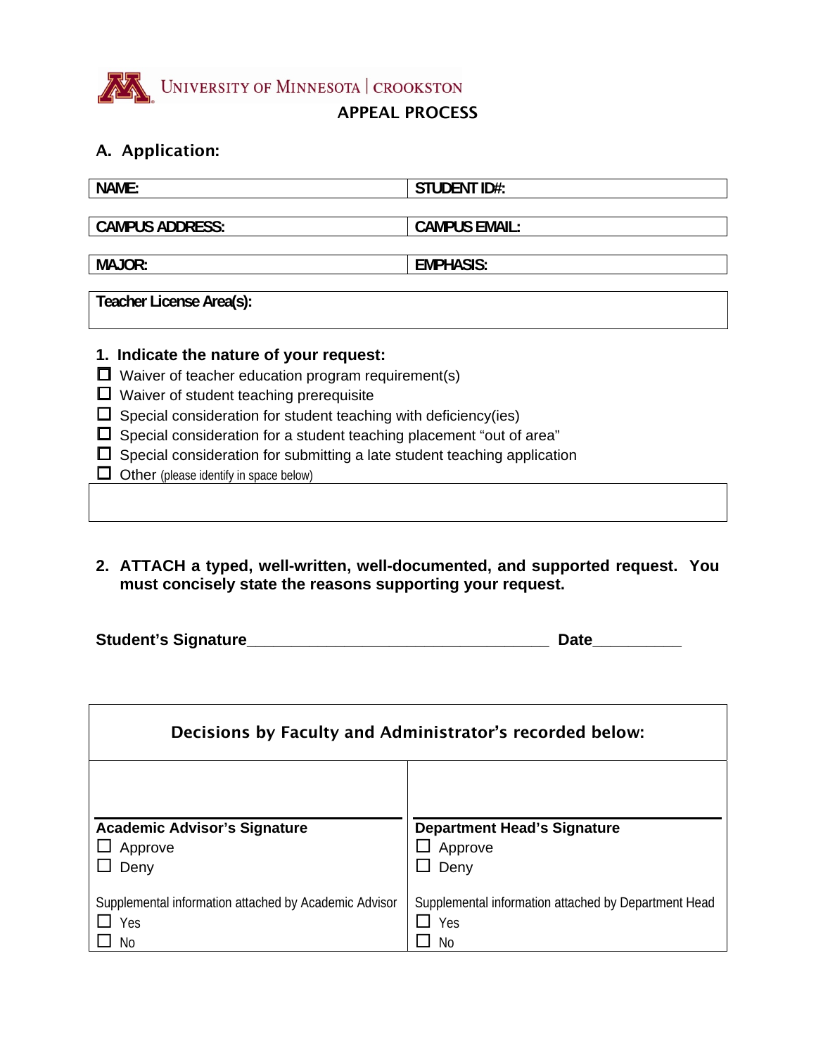# UNIVERSITY OF MINNESOTA | CROOKSTON

## APPEAL PROCESS

### A. Application:

| NAME: | STUDENT ID#: |
| --- | --- |
| CAMPUS ADDRESS: | CAMPUS EMAIL: |
| MAJOR: | EMPHASIS: |

| Teacher License Area(s): |
| --- |
| |

**1. Indicate the nature of your request:**

- ☐ Waiver of teacher education program requirement(s)
- ☐ Waiver of student teaching prerequisite
- ☐ Special consideration for student teaching with deficiency(ies)
- ☐ Special consideration for a student teaching placement "out of area"
- ☐ Special consideration for submitting a late student teaching application
- ☐ Other (please identify in space below)

| |
| --- |
| |

**2. ATTACH a typed, well-written, well-documented, and supported request. You must concisely state the reasons supporting your request.**

**Student's Signature**___________________________________ **Date**__________

| Decisions by Faculty and Administrator's recorded below: | |
| --- | --- |
| | |
| **Academic Advisor's Signature** | **Department Head's Signature** |
| ☐ Approve | ☐ Approve |
| ☐ Deny | ☐ Deny |
| Supplemental information attached by Academic Advisor | Supplemental information attached by Department Head |
| ☐ Yes | ☐ Yes |
| ☐ No | ☐ No |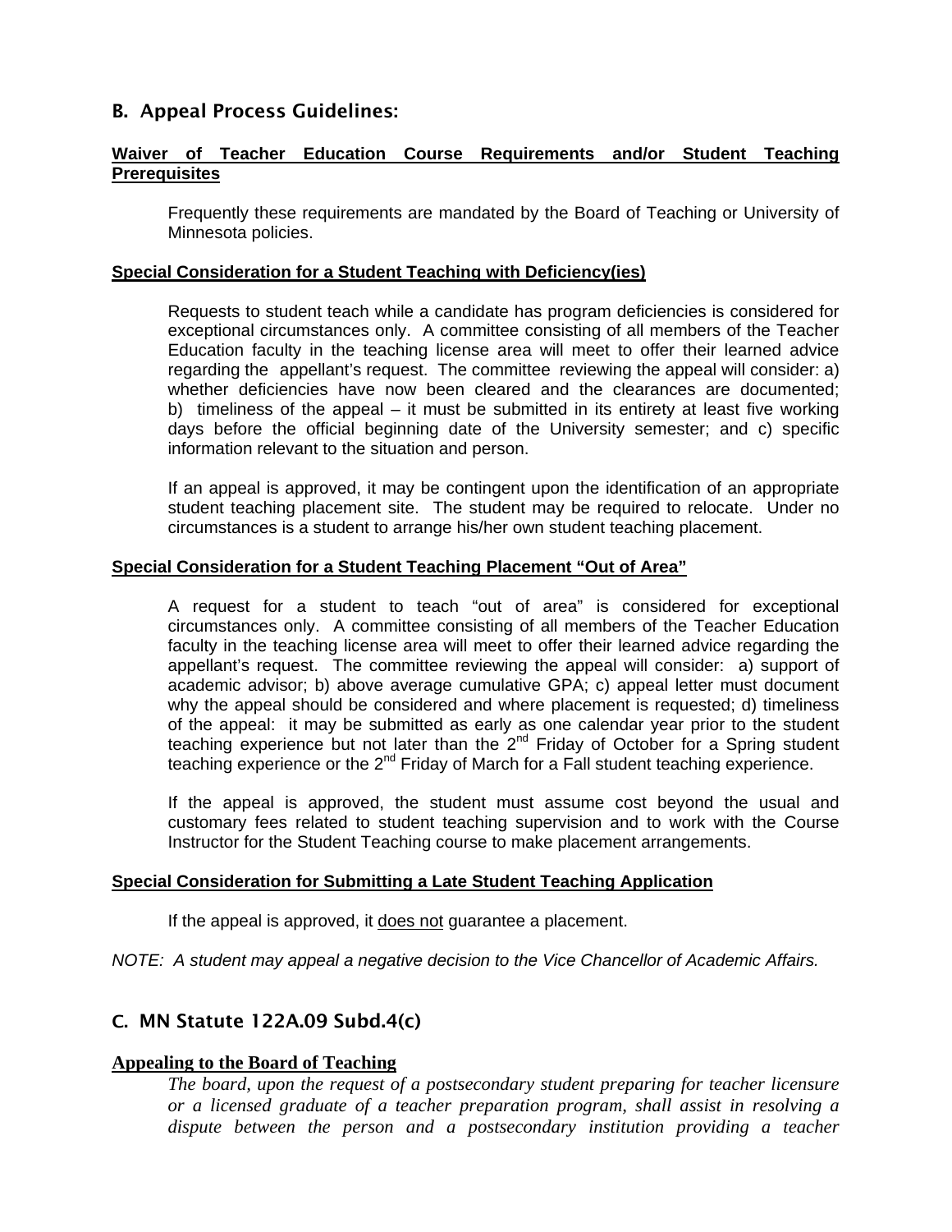## B. Appeal Process Guidelines:

**Waiver of Teacher Education Course Requirements and/or Student Teaching Prerequisites**

Frequently these requirements are mandated by the Board of Teaching or University of Minnesota policies.

**Special Consideration for a Student Teaching with Deficiency(ies)**

Requests to student teach while a candidate has program deficiencies is considered for exceptional circumstances only. A committee consisting of all members of the Teacher Education faculty in the teaching license area will meet to offer their learned advice regarding the appellant's request. The committee reviewing the appeal will consider: a) whether deficiencies have now been cleared and the clearances are documented; b) timeliness of the appeal – it must be submitted in its entirety at least five working days before the official beginning date of the University semester; and c) specific information relevant to the situation and person.

If an appeal is approved, it may be contingent upon the identification of an appropriate student teaching placement site. The student may be required to relocate. Under no circumstances is a student to arrange his/her own student teaching placement.

**Special Consideration for a Student Teaching Placement "Out of Area"**

A request for a student to teach "out of area" is considered for exceptional circumstances only. A committee consisting of all members of the Teacher Education faculty in the teaching license area will meet to offer their learned advice regarding the appellant's request. The committee reviewing the appeal will consider: a) support of academic advisor; b) above average cumulative GPA; c) appeal letter must document why the appeal should be considered and where placement is requested; d) timeliness of the appeal: it may be submitted as early as one calendar year prior to the student teaching experience but not later than the 2nd Friday of October for a Spring student teaching experience or the 2nd Friday of March for a Fall student teaching experience.

If the appeal is approved, the student must assume cost beyond the usual and customary fees related to student teaching supervision and to work with the Course Instructor for the Student Teaching course to make placement arrangements.

**Special Consideration for Submitting a Late Student Teaching Application**

If the appeal is approved, it does not guarantee a placement.

*NOTE: A student may appeal a negative decision to the Vice Chancellor of Academic Affairs.*

## C. MN Statute 122A.09 Subd.4(c)

**Appealing to the Board of Teaching**

*The board, upon the request of a postsecondary student preparing for teacher licensure or a licensed graduate of a teacher preparation program, shall assist in resolving a dispute between the person and a postsecondary institution providing a teacher*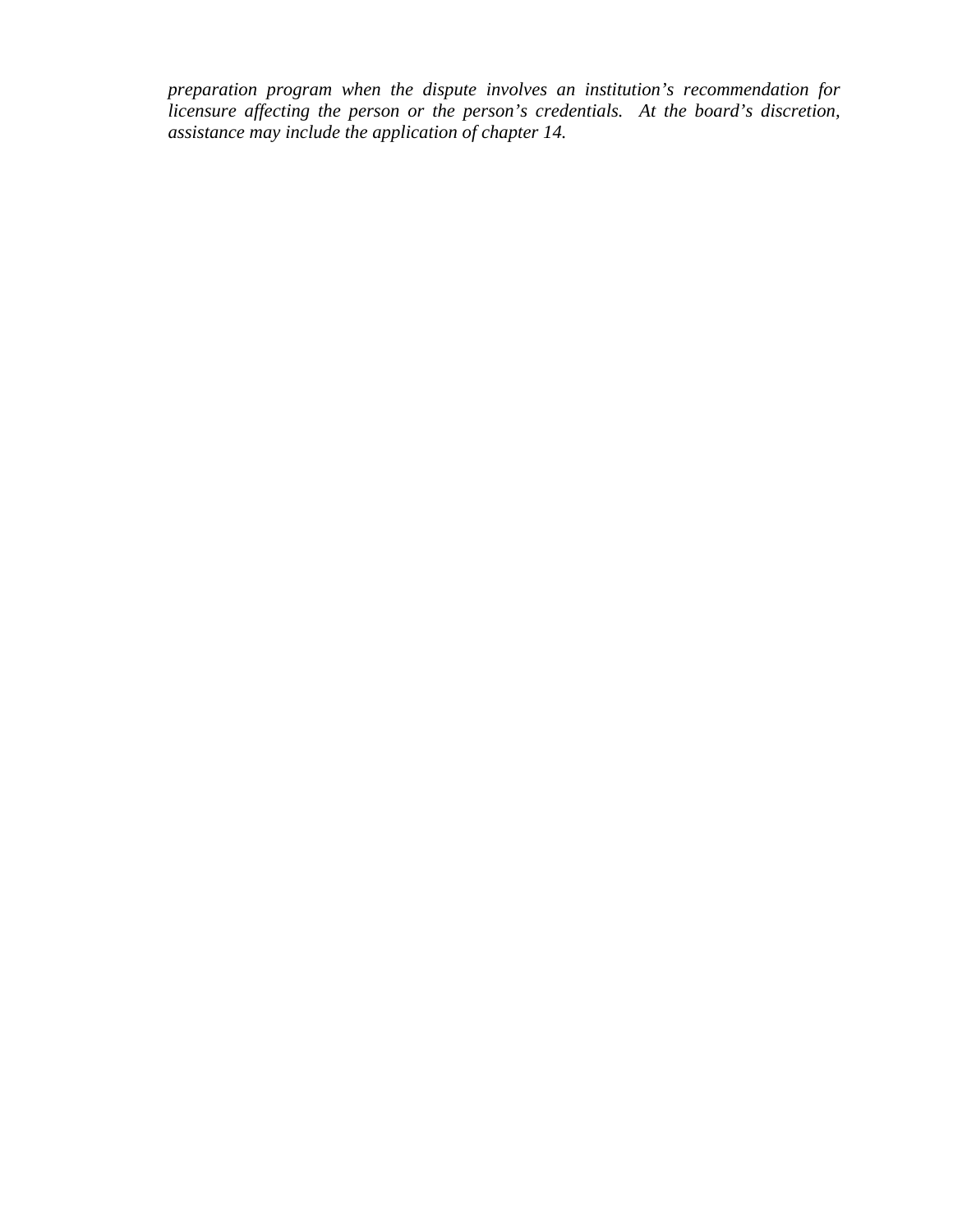*preparation program when the dispute involves an institution's recommendation for licensure affecting the person or the person's credentials. At the board's discretion, assistance may include the application of chapter 14.*